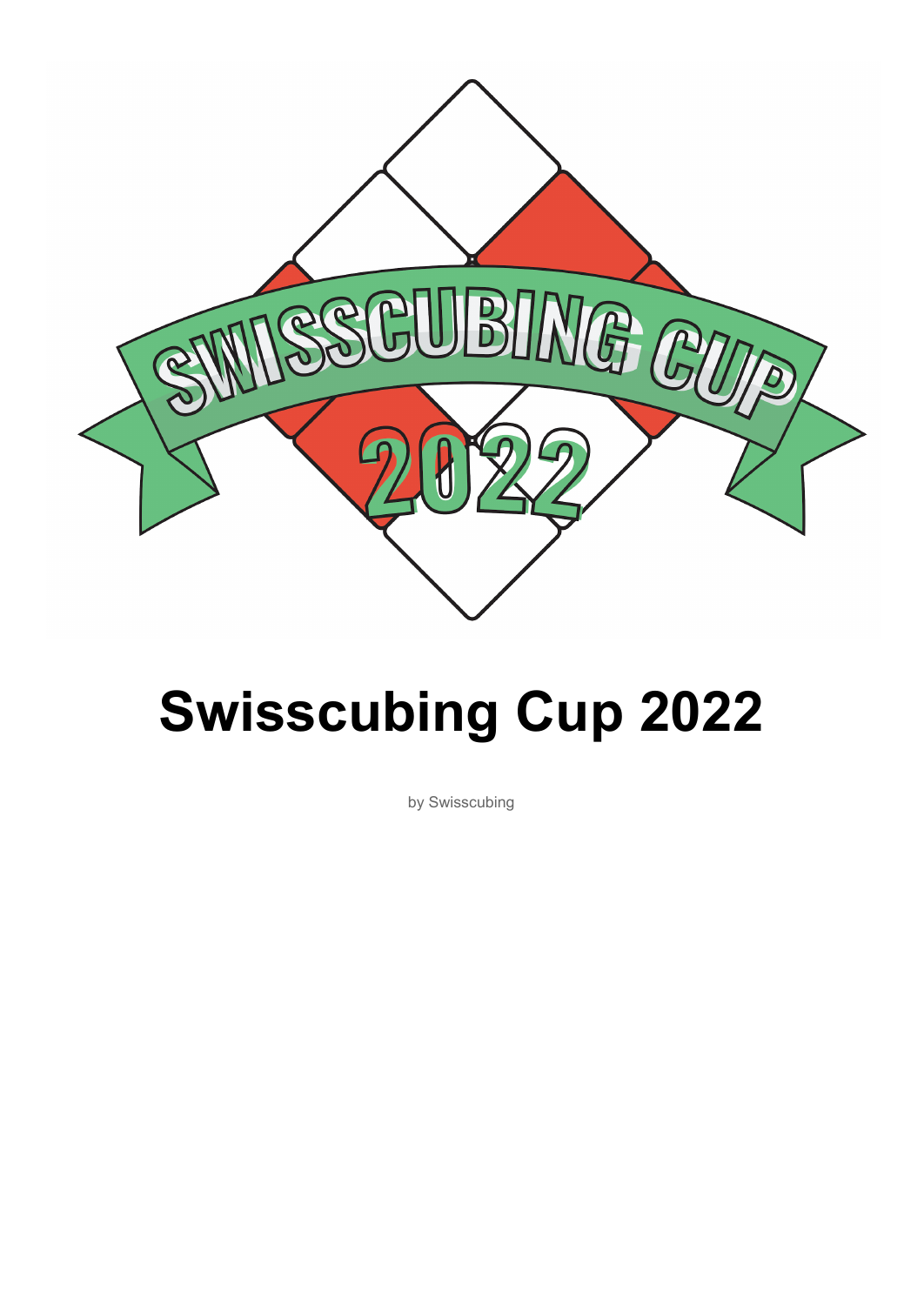# Swisscubing Cup 2022

by Swisscubing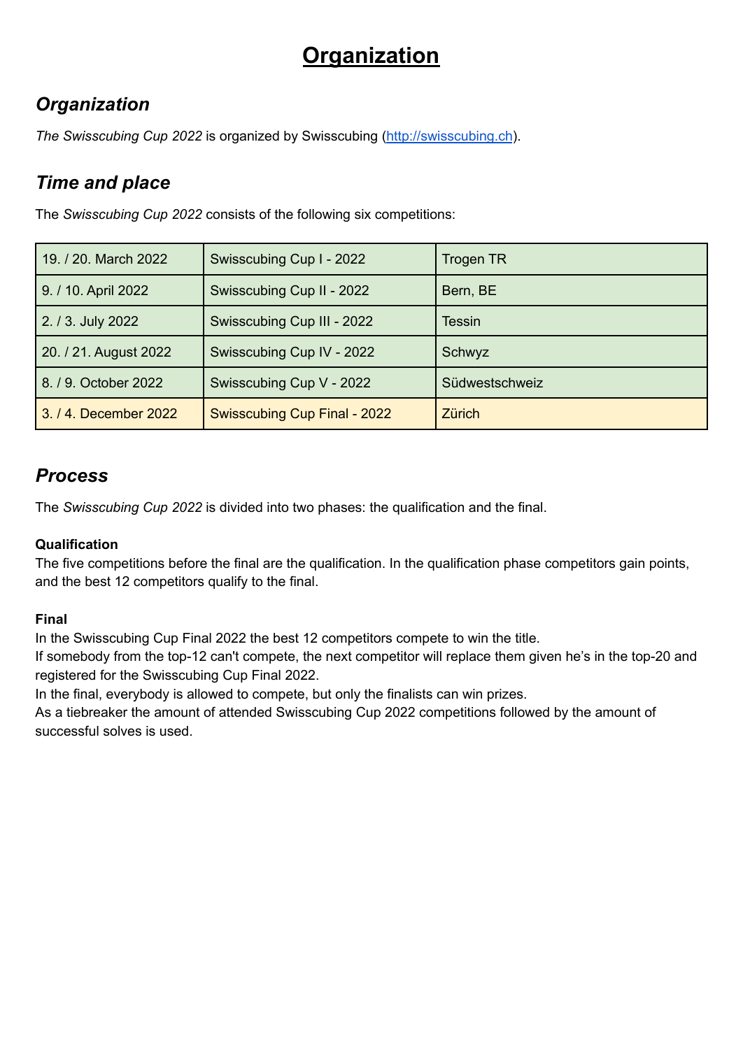# Organization

## *Organization*

*The Swisscubing Cup 2022* is organized by Swisscubing (http://swisscubing.ch).

## *Time and place*

The *Swisscubing Cup 2022* consists of the following six competitions:

| | | |
|---|---|---|
| 19. / 20. March 2022 | Swisscubing Cup I - 2022 | Trogen TR |
| 9. / 10. April 2022 | Swisscubing Cup II - 2022 | Bern, BE |
| 2. / 3. July 2022 | Swisscubing Cup III - 2022 | Tessin |
| 20. / 21. August 2022 | Swisscubing Cup IV - 2022 | Schwyz |
| 8. / 9. October 2022 | Swisscubing Cup V - 2022 | Südwestschweiz |
| 3. / 4. December 2022 | Swisscubing Cup Final - 2022 | Zürich |

## *Process*

The *Swisscubing Cup 2022* is divided into two phases: the qualification and the final.

**Qualification**

The five competitions before the final are the qualification. In the qualification phase competitors gain points, and the best 12 competitors qualify to the final.

**Final**

In the Swisscubing Cup Final 2022 the best 12 competitors compete to win the title.
If somebody from the top-12 can't compete, the next competitor will replace them given he's in the top-20 and registered for the Swisscubing Cup Final 2022.
In the final, everybody is allowed to compete, but only the finalists can win prizes.
As a tiebreaker the amount of attended Swisscubing Cup 2022 competitions followed by the amount of successful solves is used.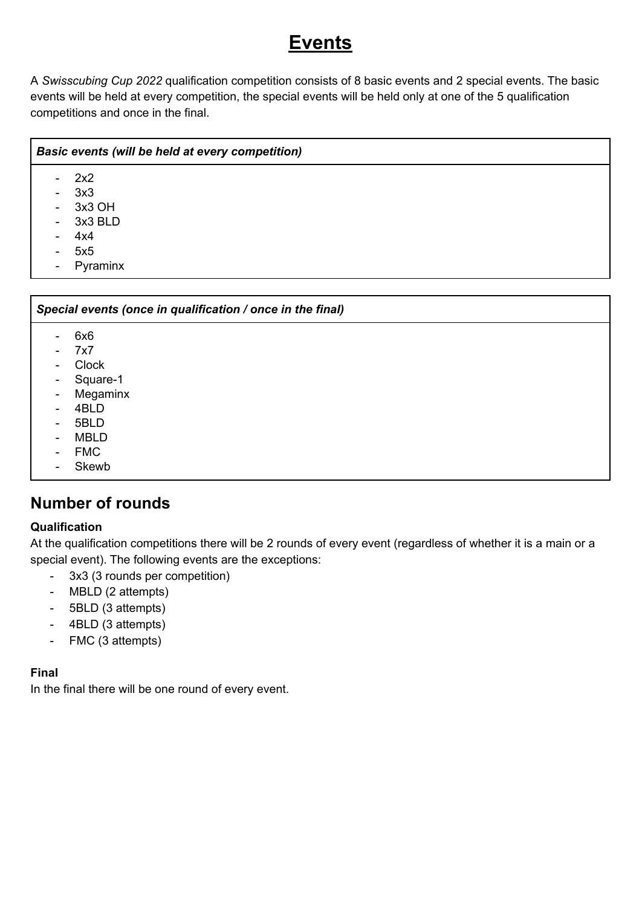# <u>Events</u>

A *Swisscubing Cup 2022* qualification competition consists of 8 basic events and 2 special events. The basic events will be held at every competition, the special events will be held only at one of the 5 qualification competitions and once in the final.

| ***Basic events (will be held at every competition)*** |
| --- |
| - 2x2<br>- 3x3<br>- 3x3 OH<br>- 3x3 BLD<br>- 4x4<br>- 5x5<br>- Pyraminx |

| ***Special events (once in qualification / once in the final)*** |
| --- |
| - 6x6<br>- 7x7<br>- Clock<br>- Square-1<br>- Megaminx<br>- 4BLD<br>- 5BLD<br>- MBLD<br>- FMC<br>- Skewb |

## Number of rounds

**Qualification**

At the qualification competitions there will be 2 rounds of every event (regardless of whether it is a main or a special event). The following events are the exceptions:

- 3x3 (3 rounds per competition)
- MBLD (2 attempts)
- 5BLD (3 attempts)
- 4BLD (3 attempts)
- FMC (3 attempts)

**Final**

In the final there will be one round of every event.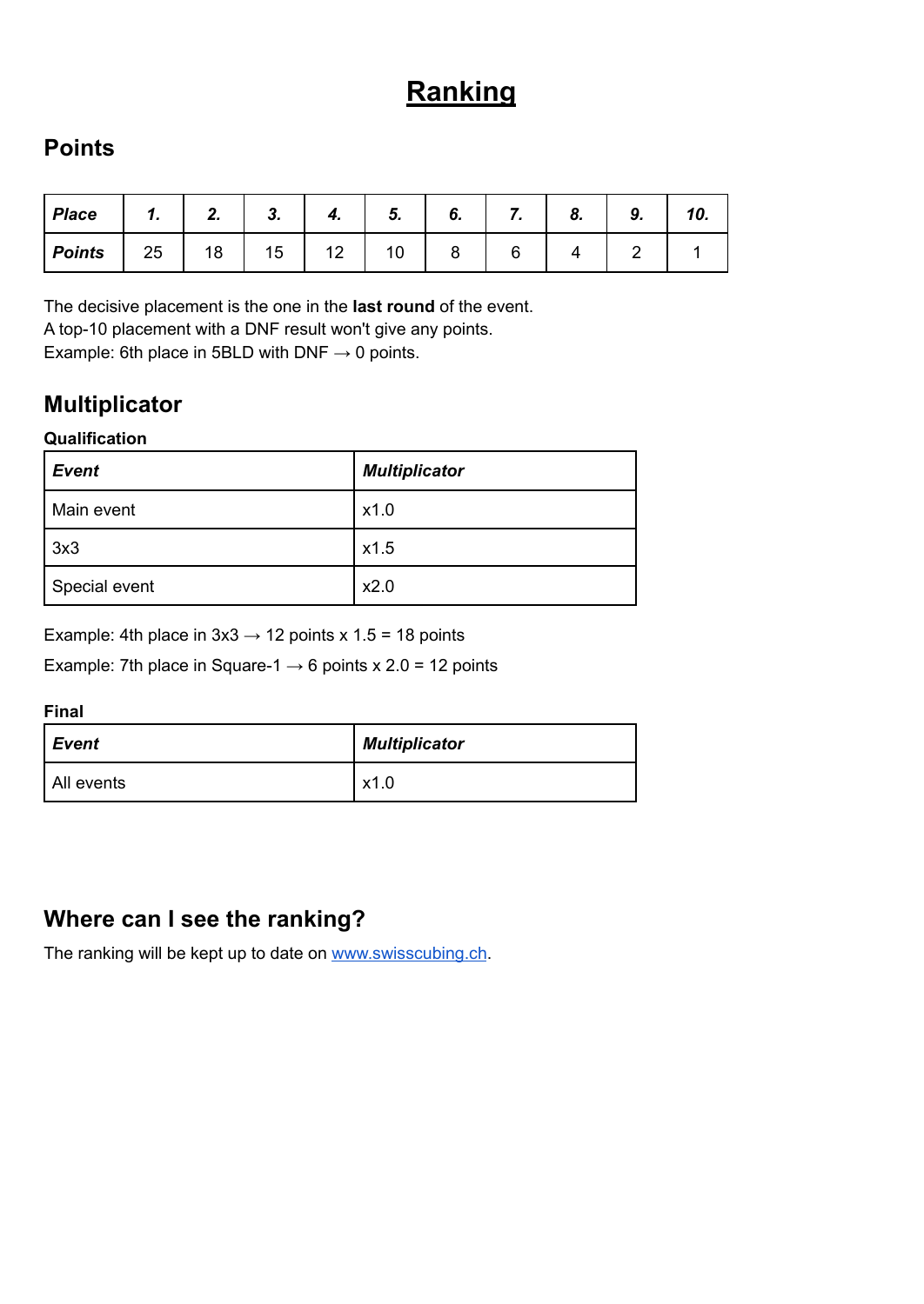// "Where can I see the ranking?" is a plain heading; original is underlined, markdown has no underline
# Ranking

## Points

| **Place** | **1.** | **2.** | **3.** | **4.** | **5.** | **6.** | **7.** | **8.** | **9.** | **10.** |
|---|---|---|---|---|---|---|---|---|---|---|
| **Points** | 25 | 18 | 15 | 12 | 10 | 8 | 6 | 4 | 2 | 1 |

The decisive placement is the one in the **last round** of the event.
A top-10 placement with a DNF result won't give any points.
Example: 6th place in 5BLD with DNF → 0 points.

## Multiplicator

**Qualification**

| **Event** | **Multiplicator** |
|---|---|
| Main event | x1.0 |
| 3x3 | x1.5 |
| Special event | x2.0 |

Example: 4th place in 3x3 → 12 points x 1.5 = 18 points

Example: 7th place in Square-1 → 6 points x 2.0 = 12 points

**Final**

| **Event** | **Multiplicator** |
|---|---|
| All events | x1.0 |

## Where can I see the ranking?

The ranking will be kept up to date on [www.swisscubing.ch](http://www.swisscubing.ch).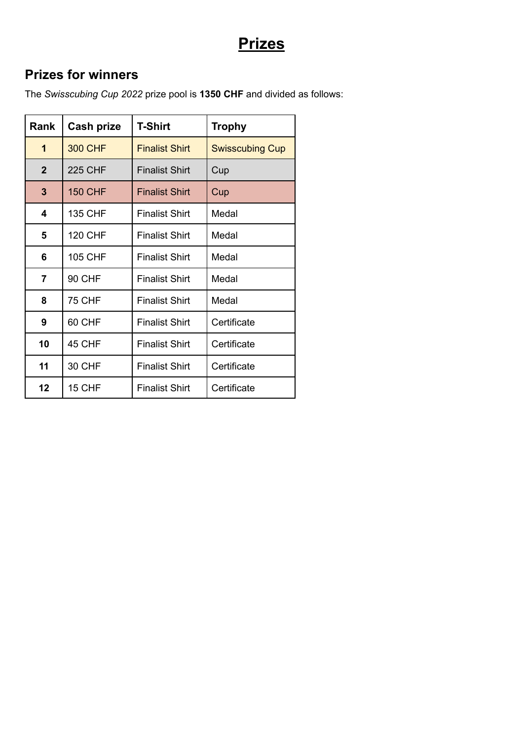# Prizes

## Prizes for winners

The *Swisscubing Cup 2022* prize pool is **1350 CHF** and divided as follows:

| Rank | Cash prize | T-Shirt | Trophy |
|---|---|---|---|
| **1** | 300 CHF | Finalist Shirt | Swisscubing Cup |
| **2** | 225 CHF | Finalist Shirt | Cup |
| **3** | 150 CHF | Finalist Shirt | Cup |
| **4** | 135 CHF | Finalist Shirt | Medal |
| **5** | 120 CHF | Finalist Shirt | Medal |
| **6** | 105 CHF | Finalist Shirt | Medal |
| **7** | 90 CHF | Finalist Shirt | Medal |
| **8** | 75 CHF | Finalist Shirt | Medal |
| **9** | 60 CHF | Finalist Shirt | Certificate |
| **10** | 45 CHF | Finalist Shirt | Certificate |
| **11** | 30 CHF | Finalist Shirt | Certificate |
| **12** | 15 CHF | Finalist Shirt | Certificate |